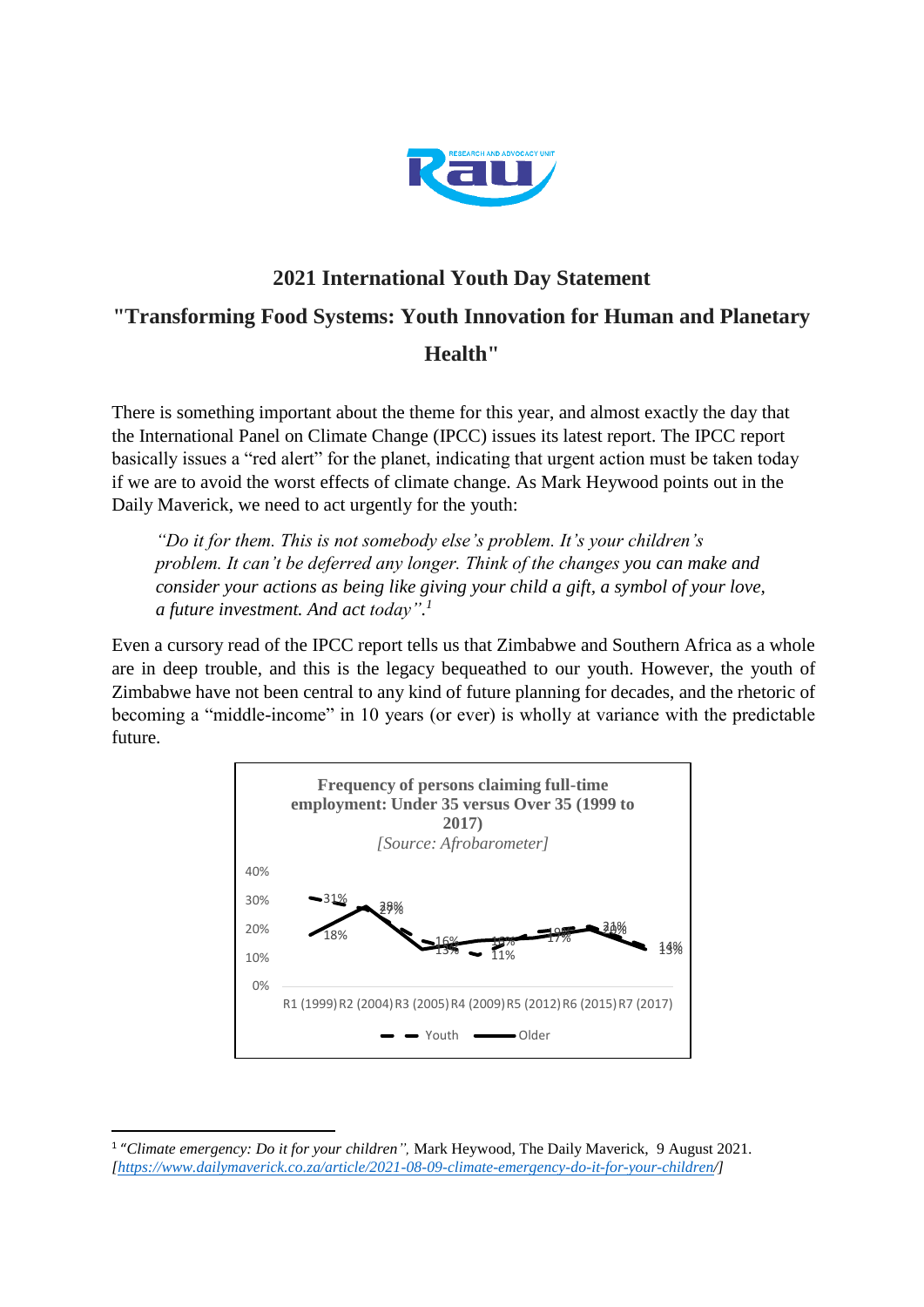## 2021 International Youth Day Statement

## "Transforming Food Systems: Youth Innovation for Human and Planetary Health"

There is something important about the theme for this year, and almost exactly the day that the International Panel on Climate Change (IPCC) issues its latest report. The IPCC report basically issues a "red alert" for the planet, indicating that urgent action must be taken today if we are to avoid the worst effects of climate change. As Mark Heywood points out in the Daily Maverick, we need to act urgently for the youth:

> *"Do it for them. This is not somebody else's problem. It's your children's problem. It can't be deferred any longer. Think of the changes you can make and consider your actions as being like giving your child a gift, a symbol of your love, a future investment. And act today".*[1]

Even a cursory read of the IPCC report tells us that Zimbabwe and Southern Africa as a whole are in deep trouble, and this is the legacy bequeathed to our youth. However, the youth of Zimbabwe have not been central to any kind of future planning for decades, and the rhetoric of becoming a "middle-income" in 10 years (or ever) is wholly at variance with the predictable future.

**Frequency of persons claiming full-time employment: Under 35 versus Over 35 (1999 to 2017)**

*[Source: Afrobarometer]*

| | R1 (1999) | R2 (2004) | R3 (2005) | R4 (2009) | R5 (2012) | R6 (2015) | R7 (2017) |
|---|---|---|---|---|---|---|---|
| Youth | 31% | 28% | 16% | 11% | 19% | 21% | 14% |
| Older | 18% | 27% | 13% | 16% | 17% | 20% | 13% |

---

[1] *"Climate emergency: Do it for your children",* Mark Heywood, The Daily Maverick, 9 August 2021. *[https://www.dailymaverick.co.za/article/2021-08-09-climate-emergency-do-it-for-your-children/]*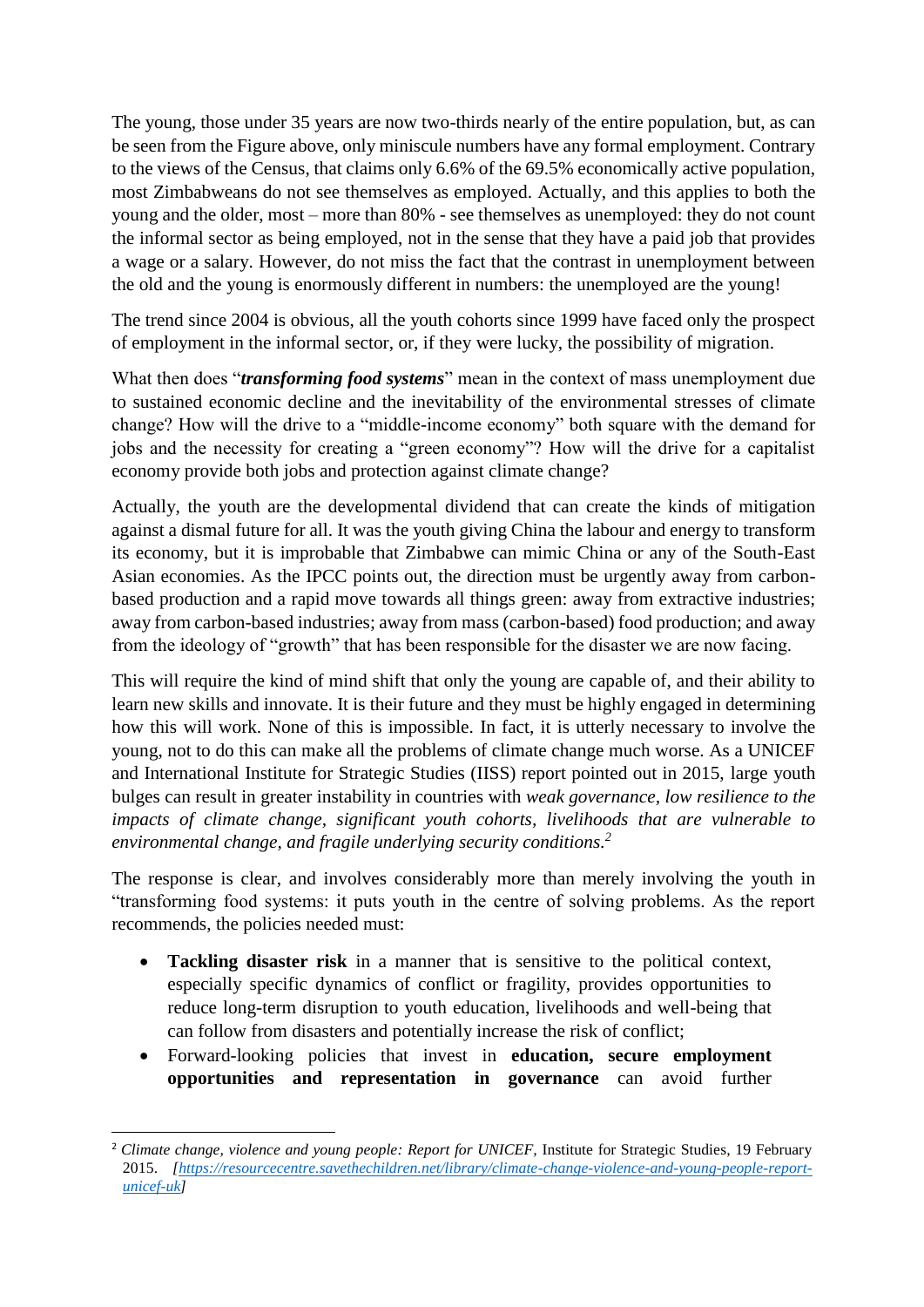The young, those under 35 years are now two-thirds nearly of the entire population, but, as can be seen from the Figure above, only miniscule numbers have any formal employment. Contrary to the views of the Census, that claims only 6.6% of the 69.5% economically active population, most Zimbabweans do not see themselves as employed. Actually, and this applies to both the young and the older, most – more than 80% - see themselves as unemployed: they do not count the informal sector as being employed, not in the sense that they have a paid job that provides a wage or a salary. However, do not miss the fact that the contrast in unemployment between the old and the young is enormously different in numbers: the unemployed are the young!

The trend since 2004 is obvious, all the youth cohorts since 1999 have faced only the prospect of employment in the informal sector, or, if they were lucky, the possibility of migration.

What then does "***transforming food systems***" mean in the context of mass unemployment due to sustained economic decline and the inevitability of the environmental stresses of climate change? How will the drive to a "middle-income economy" both square with the demand for jobs and the necessity for creating a "green economy"? How will the drive for a capitalist economy provide both jobs and protection against climate change?

Actually, the youth are the developmental dividend that can create the kinds of mitigation against a dismal future for all. It was the youth giving China the labour and energy to transform its economy, but it is improbable that Zimbabwe can mimic China or any of the South-East Asian economies. As the IPCC points out, the direction must be urgently away from carbon-based production and a rapid move towards all things green: away from extractive industries; away from carbon-based industries; away from mass (carbon-based) food production; and away from the ideology of "growth" that has been responsible for the disaster we are now facing.

This will require the kind of mind shift that only the young are capable of, and their ability to learn new skills and innovate. It is their future and they must be highly engaged in determining how this will work. None of this is impossible. In fact, it is utterly necessary to involve the young, not to do this can make all the problems of climate change much worse. As a UNICEF and International Institute for Strategic Studies (IISS) report pointed out in 2015, large youth bulges can result in greater instability in countries with *weak governance, low resilience to the impacts of climate change, significant youth cohorts, livelihoods that are vulnerable to environmental change, and fragile underlying security conditions.*[2]

The response is clear, and involves considerably more than merely involving the youth in "transforming food systems: it puts youth in the centre of solving problems. As the report recommends, the policies needed must:

- **Tackling disaster risk** in a manner that is sensitive to the political context, especially specific dynamics of conflict or fragility, provides opportunities to reduce long-term disruption to youth education, livelihoods and well-being that can follow from disasters and potentially increase the risk of conflict;
- Forward-looking policies that invest in **education, secure employment opportunities and representation in governance** can avoid further

[2] *Climate change, violence and young people: Report for UNICEF*, Institute for Strategic Studies, 19 February 2015. *[https://resourcecentre.savethechildren.net/library/climate-change-violence-and-young-people-report-unicef-uk]*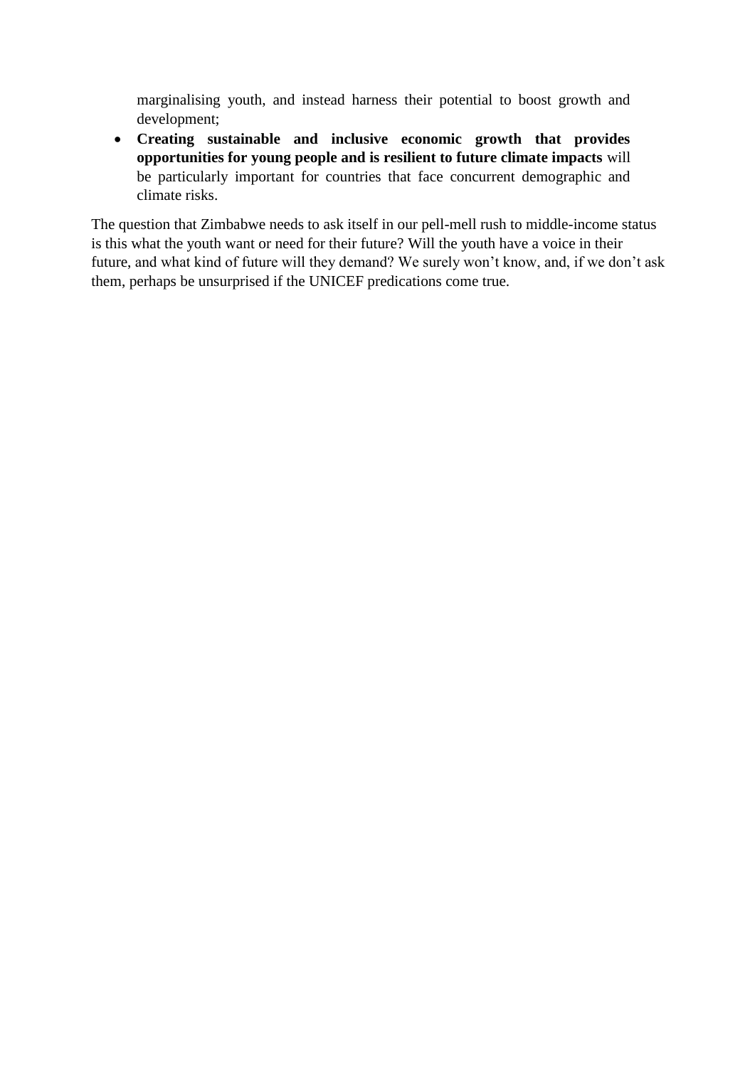marginalising youth, and instead harness their potential to boost growth and development;

- **Creating sustainable and inclusive economic growth that provides opportunities for young people and is resilient to future climate impacts** will be particularly important for countries that face concurrent demographic and climate risks.

The question that Zimbabwe needs to ask itself in our pell-mell rush to middle-income status is this what the youth want or need for their future? Will the youth have a voice in their future, and what kind of future will they demand? We surely won't know, and, if we don't ask them, perhaps be unsurprised if the UNICEF predications come true.